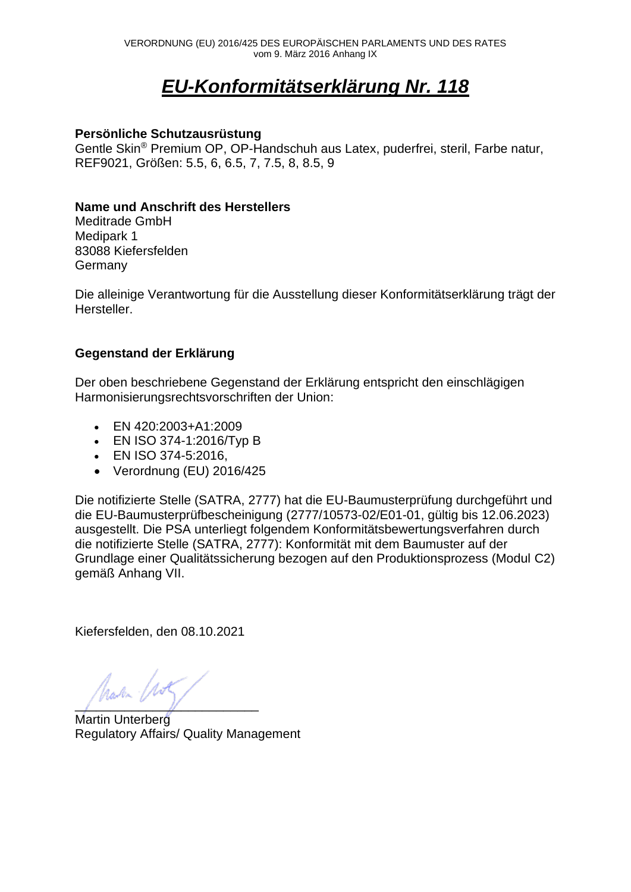VERORDNUNG (EU) 2016/425 DES EUROPÄISCHEN PARLAMENTS UND DES RATES
vom 9. März 2016 Anhang IX

# *EU-Konformitätserklärung Nr. 118*

**Persönliche Schutzausrüstung**
Gentle Skin® Premium OP, OP-Handschuh aus Latex, puderfrei, steril, Farbe natur, REF9021, Größen: 5.5, 6, 6.5, 7, 7.5, 8, 8.5, 9

**Name und Anschrift des Herstellers**
Meditrade GmbH
Medipark 1
83088 Kiefersfelden
Germany

Die alleinige Verantwortung für die Ausstellung dieser Konformitätserklärung trägt der Hersteller.

**Gegenstand der Erklärung**

Der oben beschriebene Gegenstand der Erklärung entspricht den einschlägigen Harmonisierungsrechtsvorschriften der Union:

- EN 420:2003+A1:2009
- EN ISO 374-1:2016/Typ B
- EN ISO 374-5:2016,
- Verordnung (EU) 2016/425

Die notifizierte Stelle (SATRA, 2777) hat die EU-Baumusterprüfung durchgeführt und die EU-Baumusterprüfbescheinigung (2777/10573-02/E01-01, gültig bis 12.06.2023) ausgestellt. Die PSA unterliegt folgendem Konformitätsbewertungsverfahren durch die notifizierte Stelle (SATRA, 2777): Konformität mit dem Baumuster auf der Grundlage einer Qualitätssicherung bezogen auf den Produktionsprozess (Modul C2) gemäß Anhang VII.

Kiefersfelden, den 08.10.2021

_________________________
Martin Unterberg
Regulatory Affairs/ Quality Management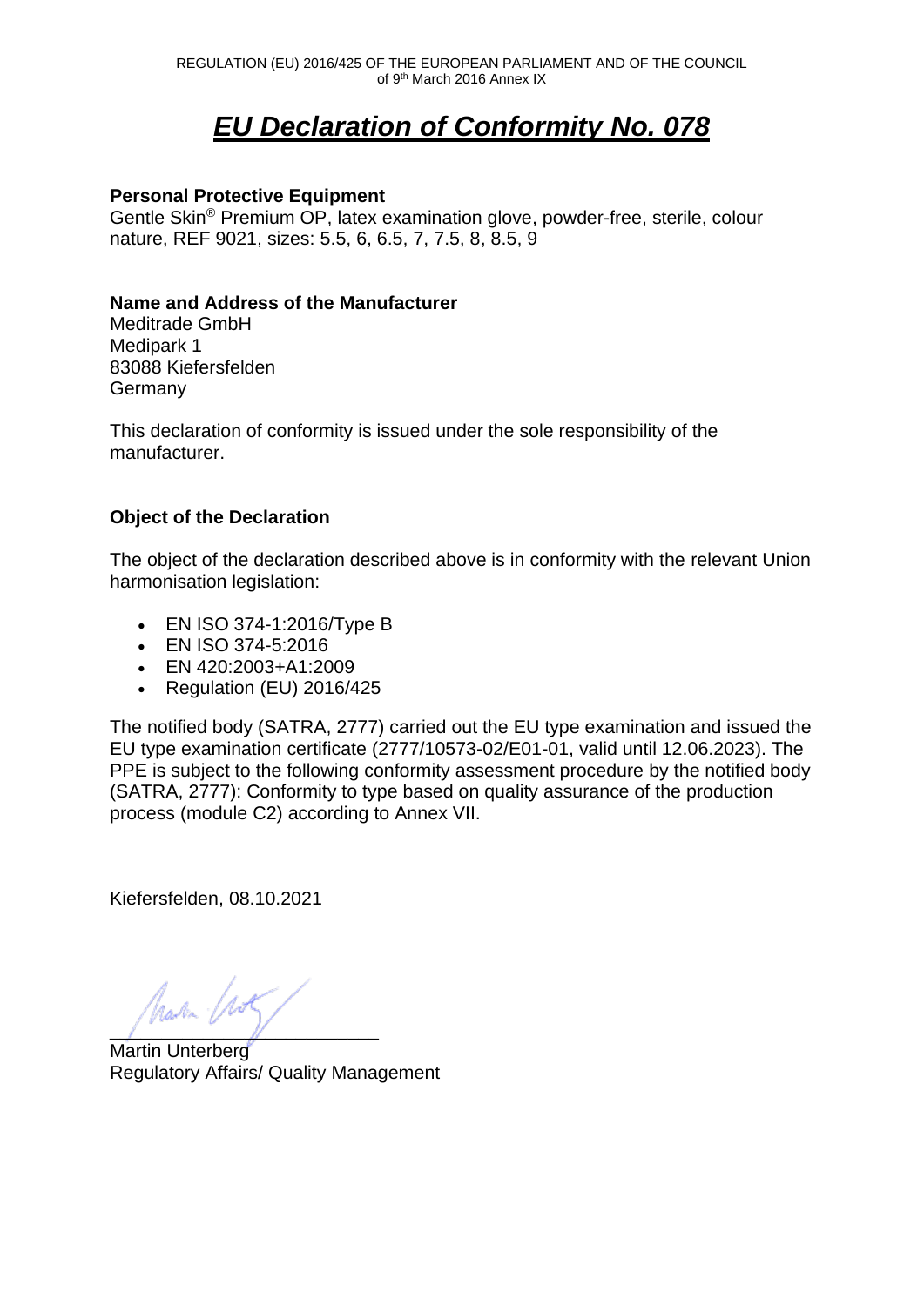REGULATION (EU) 2016/425 OF THE EUROPEAN PARLIAMENT AND OF THE COUNCIL
of 9th March 2016 Annex IX

# ***EU Declaration of Conformity No. 078***

**Personal Protective Equipment**
Gentle Skin® Premium OP, latex examination glove, powder-free, sterile, colour nature, REF 9021, sizes: 5.5, 6, 6.5, 7, 7.5, 8, 8.5, 9

**Name and Address of the Manufacturer**
Meditrade GmbH
Medipark 1
83088 Kiefersfelden
Germany

This declaration of conformity is issued under the sole responsibility of the manufacturer.

**Object of the Declaration**

The object of the declaration described above is in conformity with the relevant Union harmonisation legislation:

- EN ISO 374-1:2016/Type B
- EN ISO 374-5:2016
- EN 420:2003+A1:2009
- Regulation (EU) 2016/425

The notified body (SATRA, 2777) carried out the EU type examination and issued the EU type examination certificate (2777/10573-02/E01-01, valid until 12.06.2023). The PPE is subject to the following conformity assessment procedure by the notified body (SATRA, 2777): Conformity to type based on quality assurance of the production process (module C2) according to Annex VII.

Kiefersfelden, 08.10.2021

\_\_\_\_\_\_\_\_\_\_\_\_\_\_\_\_\_\_\_\_\_\_\_\_\_\_
Martin Unterberg
Regulatory Affairs/ Quality Management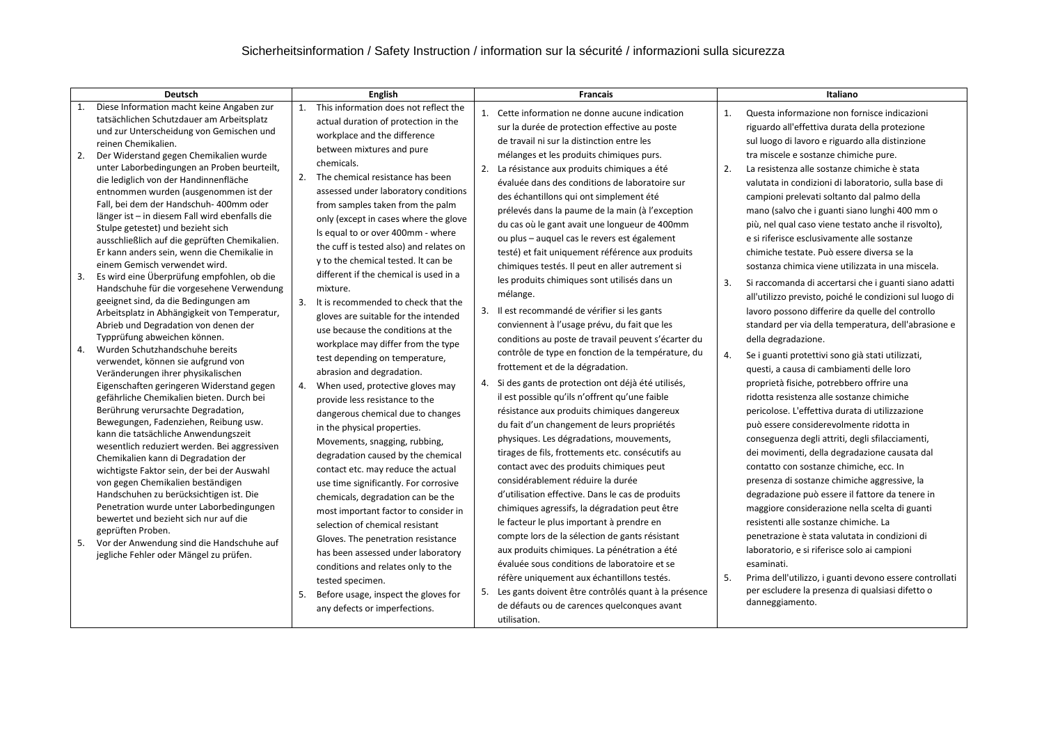Sicherheitsinformation / Safety Instruction / information sur la sécurité / informazioni sulla sicurezza

| Deutsch | English | Francais | Italiano |
|---|---|---|---|
| 1. Diese Information macht keine Angaben zur tatsächlichen Schutzdauer am Arbeitsplatz und zur Unterscheidung von Gemischen und reinen Chemikalien.<br>2. Der Widerstand gegen Chemikalien wurde unter Laborbedingungen an Proben beurteilt, die lediglich von der Handinnenfläche entnommen wurden (ausgenommen ist der Fall, bei dem der Handschuh- 400mm oder länger ist – in diesem Fall wird ebenfalls die Stulpe getestet) und bezieht sich ausschließlich auf die geprüften Chemikalien. Er kann anders sein, wenn die Chemikalie in einem Gemisch verwendet wird.<br>3. Es wird eine Überprüfung empfohlen, ob die Handschuhe für die vorgesehene Verwendung geeignet sind, da die Bedingungen am Arbeitsplatz in Abhängigkeit von Temperatur, Abrieb und Degradation von denen der Typprüfung abweichen können.<br>4. Wurden Schutzhandschuhe bereits verwendet, können sie aufgrund von Veränderungen ihrer physikalischen Eigenschaften geringeren Widerstand gegen gefährliche Chemikalien bieten. Durch bei Berührung verursachte Degradation, Bewegungen, Fadenziehen, Reibung usw. kann die tatsächliche Anwendungszeit wesentlich reduziert werden. Bei aggressiven Chemikalien kann di Degradation der wichtigste Faktor sein, der bei der Auswahl von gegen Chemikalien beständigen Handschuhen zu berücksichtigen ist. Die Penetration wurde unter Laborbedingungen bewertet und bezieht sich nur auf die geprüften Proben.<br>5. Vor der Anwendung sind die Handschuhe auf jegliche Fehler oder Mängel zu prüfen. | 1. This information does not reflect the actual duration of protection in the workplace and the difference between mixtures and pure chemicals.<br>2. The chemical resistance has been assessed under laboratory conditions from samples taken from the palm only (except in cases where the glove ls equal to or over 400mm - where the cuff is tested also) and relates on y to the chemical tested. lt can be different if the chemical is used in a mixture.<br>3. lt is recommended to check that the gloves are suitable for the intended use because the conditions at the workplace may differ from the type test depending on temperature, abrasion and degradation.<br>4. When used, protective gloves may provide less resistance to the dangerous chemical due to changes in the physical properties. Movements, snagging, rubbing, degradation caused by the chemical contact etc. may reduce the actual use time significantly. For corrosive chemicals, degradation can be the most important factor to consider in selection of chemical resistant Gloves. The penetration resistance has been assessed under laboratory conditions and relates only to the tested specimen.<br>5. Before usage, inspect the gloves for any defects or imperfections. | 1. Cette information ne donne aucune indication sur la durée de protection effective au poste de travail ni sur la distinction entre les mélanges et les produits chimiques purs.<br>2. La résistance aux produits chimiques a été évaluée dans des conditions de laboratoire sur des échantillons qui ont simplement été prélevés dans la paume de la main (à l'exception du cas où le gant avait une longueur de 400mm ou plus – auquel cas le revers est également testé) et fait uniquement référence aux produits chimiques testés. Il peut en aller autrement si les produits chimiques sont utilisés dans un mélange.<br>3. Il est recommandé de vérifier si les gants conviennent à l'usage prévu, du fait que les conditions au poste de travail peuvent s'écarter du contrôle de type en fonction de la température, du frottement et de la dégradation.<br>4. Si des gants de protection ont déjà été utilisés, il est possible qu'ils n'offrent qu'une faible résistance aux produits chimiques dangereux du fait d'un changement de leurs propriétés physiques. Les dégradations, mouvements, tirages de fils, frottements etc. consécutifs au contact avec des produits chimiques peut considérablement réduire la durée d'utilisation effective. Dans le cas de produits chimiques agressifs, la dégradation peut être le facteur le plus important à prendre en compte lors de la sélection de gants résistant aux produits chimiques. La pénétration a été évaluée sous conditions de laboratoire et se réfère uniquement aux échantillons testés.<br>5. Les gants doivent être contrôlés quant à la présence de défauts ou de carences quelconques avant utilisation. | 1. Questa informazione non fornisce indicazioni riguardo all'effettiva durata della protezione sul luogo di lavoro e riguardo alla distinzione tra miscele e sostanze chimiche pure.<br>2. La resistenza alle sostanze chimiche è stata valutata in condizioni di laboratorio, sulla base di campioni prelevati soltanto dal palmo della mano (salvo che i guanti siano lunghi 400 mm o più, nel qual caso viene testato anche il risvolto), e si riferisce esclusivamente alle sostanze chimiche testate. Può essere diversa se la sostanza chimica viene utilizzata in una miscela.<br>3. Si raccomanda di accertarsi che i guanti siano adatti all'utilizzo previsto, poiché le condizioni sul luogo di lavoro possono differire da quelle del controllo standard per via della temperatura, dell'abrasione e della degradazione.<br>4. Se i guanti protettivi sono già stati utilizzati, questi, a causa di cambiamenti delle loro proprietà fisiche, potrebbero offrire una ridotta resistenza alle sostanze chimiche pericolose. L'effettiva durata di utilizzazione può essere considerevolmente ridotta in conseguenza degli attriti, degli sfilacciamenti, dei movimenti, della degradazione causata dal contatto con sostanze chimiche, ecc. In presenza di sostanze chimiche aggressive, la degradazione può essere il fattore da tenere in maggiore considerazione nella scelta di guanti resistenti alle sostanze chimiche. La penetrazione è stata valutata in condizioni di laboratorio, e si riferisce solo ai campioni esaminati.<br>5. Prima dell'utilizzo, i guanti devono essere controllati per escludere la presenza di qualsiasi difetto o danneggiamento. |